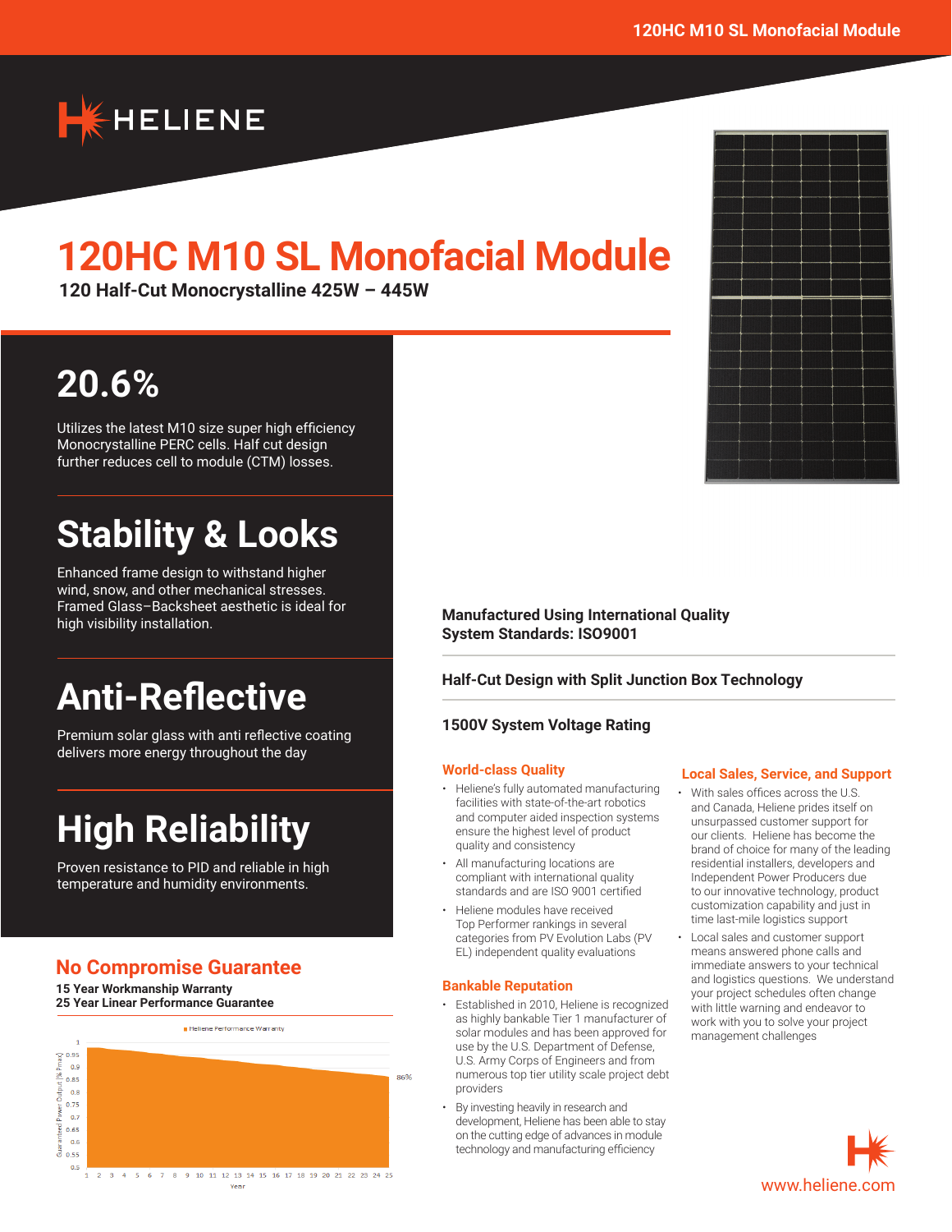# 120HC M10 SL Monofacial Module

**120 Half-Cut Monocrystalline 425W – 445W**

## 20.6%

Utilizes the latest M10 size super high efficiency Monocrystalline PERC cells. Half cut design further reduces cell to module (CTM) losses.

## Stability & Looks

Enhanced frame design to withstand higher wind, snow, and other mechanical stresses. Framed Glass–Backsheet aesthetic is ideal for high visibility installation.

## Anti-Reflective

Premium solar glass with anti reflective coating delivers more energy throughout the day

## High Reliability

Proven resistance to PID and reliable in high temperature and humidity environments.

## No Compromise Guarantee

**15 Year Workmanship Warranty**
**25 Year Linear Performance Guarantee**

Heliene Performance Warranty

Guaranteed Power Output [% Pmax]: 1, 0.95, 0.9, 0.85, 0.8, 0.75, 0.7, 0.65, 0.6, 0.55, 0.5

Year: 1 2 3 4 5 6 7 8 9 10 11 12 13 14 15 16 17 18 19 20 21 22 23 24 25

86%

**Manufactured Using International Quality System Standards: ISO9001**

**Half-Cut Design with Split Junction Box Technology**

**1500V System Voltage Rating**

### World-class Quality

- Heliene's fully automated manufacturing facilities with state-of-the-art robotics and computer aided inspection systems ensure the highest level of product quality and consistency
- All manufacturing locations are compliant with international quality standards and are ISO 9001 certified
- Heliene modules have received Top Performer rankings in several categories from PV Evolution Labs (PV EL) independent quality evaluations

### Bankable Reputation

- Established in 2010, Heliene is recognized as highly bankable Tier 1 manufacturer of solar modules and has been approved for use by the U.S. Department of Defense, U.S. Army Corps of Engineers and from numerous top tier utility scale project debt providers
- By investing heavily in research and development, Heliene has been able to stay on the cutting edge of advances in module technology and manufacturing efficiency

### Local Sales, Service, and Support

- With sales offices across the U.S. and Canada, Heliene prides itself on unsurpassed customer support for our clients. Heliene has become the brand of choice for many of the leading residential installers, developers and Independent Power Producers due to our innovative technology, product customization capability and just in time last-mile logistics support
- Local sales and customer support means answered phone calls and immediate answers to your technical and logistics questions. We understand your project schedules often change with little warning and endeavor to work with you to solve your project management challenges

www.heliene.com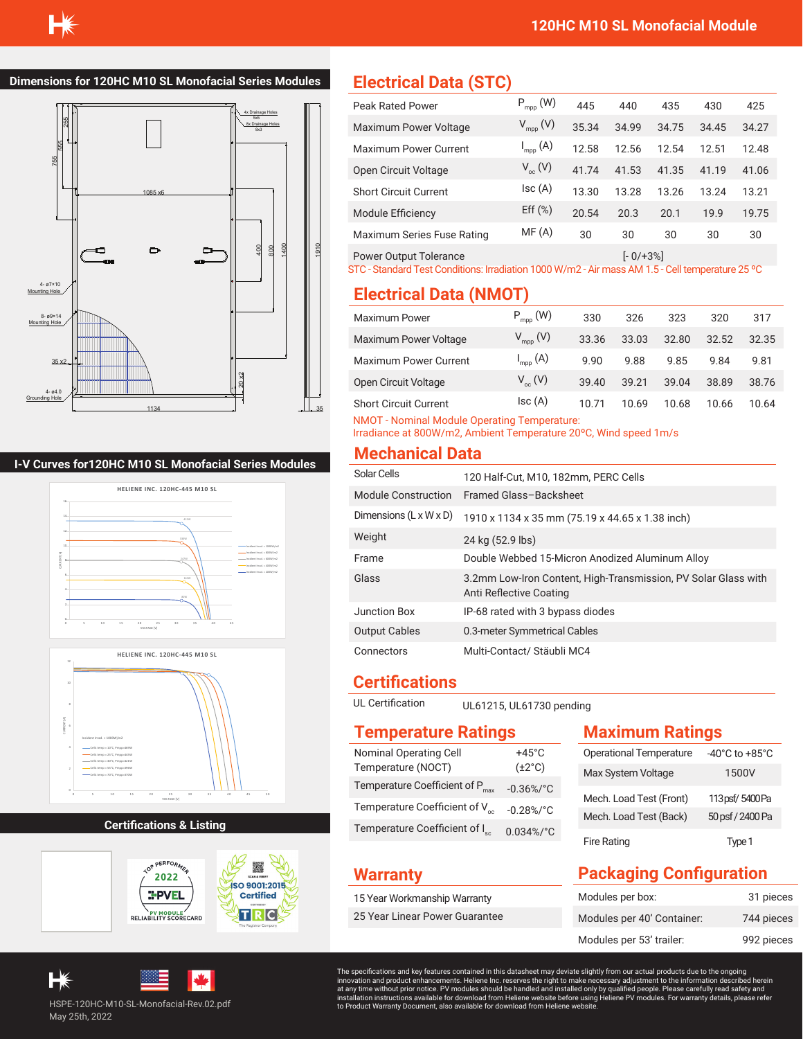# 120HC M10 SL Monofacial Module

## Dimensions for 120HC M10 SL Monofacial Series Modules

4x Drainage Holes 5x5
8x Drainage Holes 8x3
255
555
755
1085 x6
400
800
1400
1910
4- ø7×10 Mounting Hole
8- ø9×14 Mounting Hole
35 x2
20 x2
4- ø4.0 Grounding Hole
1134
35

## I-V Curves for120HC M10 SL Monofacial Series Modules

HELIENE INC. 120HC-445 M10 SL

HELIENE INC. 120HC-445 M10 SL

## Certifications & Listing

TOP PERFORMER 2022 PVEL PV MODULE RELIABILITY SCORECARD

ISO 9001:2015 Certified TRC

## Electrical Data (STC)

| | | | | | | |
|---|---|---|---|---|---|---|
| Peak Rated Power | $P_{mpp}$ (W) | 445 | 440 | 435 | 430 | 425 |
| Maximum Power Voltage | $V_{mpp}$ (V) | 35.34 | 34.99 | 34.75 | 34.45 | 34.27 |
| Maximum Power Current | $I_{mpp}$ (A) | 12.58 | 12.56 | 12.54 | 12.51 | 12.48 |
| Open Circuit Voltage | $V_{oc}$ (V) | 41.74 | 41.53 | 41.35 | 41.19 | 41.06 |
| Short Circuit Current | Isc (A) | 13.30 | 13.28 | 13.26 | 13.24 | 13.21 |
| Module Efficiency | Eff (%) | 20.54 | 20.3 | 20.1 | 19.9 | 19.75 |
| Maximum Series Fuse Rating | MF (A) | 30 | 30 | 30 | 30 | 30 |
| Power Output Tolerance | | [- 0/+3%] | | | | |

STC - Standard Test Conditions: Irradiation 1000 W/m2 - Air mass AM 1.5 - Cell temperature 25 ºC

## Electrical Data (NMOT)

| | | | | | | |
|---|---|---|---|---|---|---|
| Maximum Power | $P_{mpp}$ (W) | 330 | 326 | 323 | 320 | 317 |
| Maximum Power Voltage | $V_{mpp}$ (V) | 33.36 | 33.03 | 32.80 | 32.52 | 32.35 |
| Maximum Power Current | $I_{mpp}$ (A) | 9.90 | 9.88 | 9.85 | 9.84 | 9.81 |
| Open Circuit Voltage | $V_{oc}$ (V) | 39.40 | 39.21 | 39.04 | 38.89 | 38.76 |
| Short Circuit Current | Isc (A) | 10.71 | 10.69 | 10.68 | 10.66 | 10.64 |

NMOT - Nominal Module Operating Temperature:
Irradiance at 800W/m2, Ambient Temperature 20ºC, Wind speed 1m/s

## Mechanical Data

| | |
|---|---|
| Solar Cells | 120 Half-Cut, M10, 182mm, PERC Cells |
| Module Construction | Framed Glass–Backsheet |
| Dimensions (L x W x D) | 1910 x 1134 x 35 mm (75.19 x 44.65 x 1.38 inch) |
| Weight | 24 kg (52.9 lbs) |
| Frame | Double Webbed 15-Micron Anodized Aluminum Alloy |
| Glass | 3.2mm Low-Iron Content, High-Transmission, PV Solar Glass with Anti Reflective Coating |
| Junction Box | IP-68 rated with 3 bypass diodes |
| Output Cables | 0.3-meter Symmetrical Cables |
| Connectors | Multi-Contact/ Stäubli MC4 |

## Certifications

| | |
|---|---|
| UL Certification | UL61215, UL61730 pending |

## Temperature Ratings

| | |
|---|---|
| Nominal Operating Cell Temperature (NOCT) | +45°C (±2°C) |
| Temperature Coefficient of $P_{max}$ | -0.36%/°C |
| Temperature Coefficient of $V_{oc}$ | -0.28%/°C |
| Temperature Coefficient of $I_{sc}$ | 0.034%/°C |

## Maximum Ratings

| | |
|---|---|
| Operational Temperature | -40°C to +85°C |
| Max System Voltage | 1500V |
| Mech. Load Test (Front) | 113 psf/ 5400 Pa |
| Mech. Load Test (Back) | 50 psf / 2400 Pa |
| Fire Rating | Type 1 |

## Warranty

15 Year Workmanship Warranty

25 Year Linear Power Guarantee

## Packaging Configuration

| | |
|---|---|
| Modules per box: | 31 pieces |
| Modules per 40' Container: | 744 pieces |
| Modules per 53' trailer: | 992 pieces |

HSPE-120HC-M10-SL-Monofacial-Rev.02.pdf
May 25th, 2022

The specifications and key features contained in this datasheet may deviate slightly from our actual products due to the ongoing innovation and product enhancements. Heliene Inc. reserves the right to make necessary adjustment to the information described herein at any time without prior notice. PV modules should be handled and installed only by qualified people. Please carefully read safety and installation instructions available for download from Heliene website before using Heliene PV modules. For warranty details, please refer to Product Warranty Document, also available for download from Heliene website.